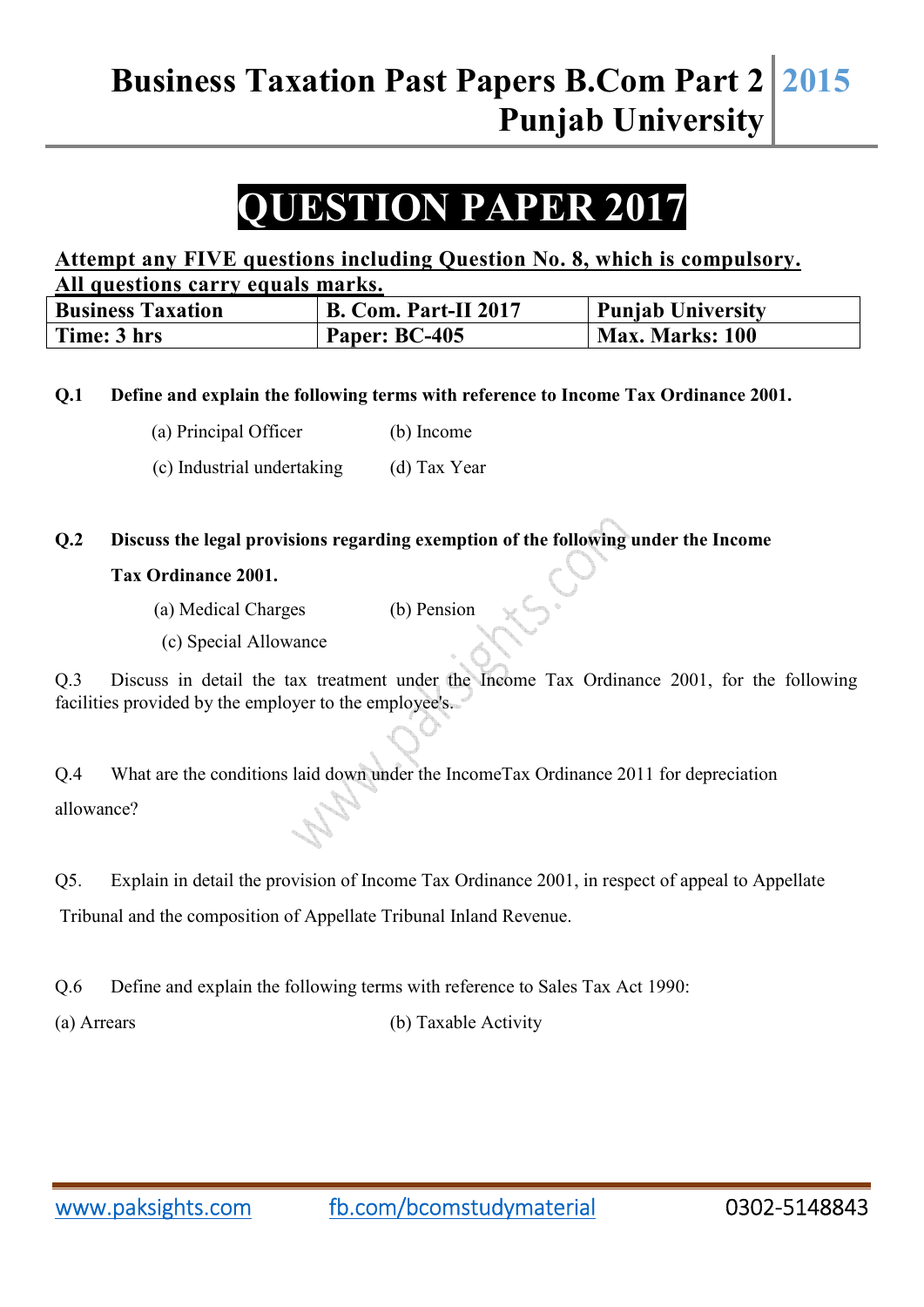# QUESTION PAPER 2017

**Attempt any FIVE questions including Question No. 8, which is compulsory. All questions carry equals marks.**

| | | |
|---|---|---|
| **Business Taxation** | **B. Com. Part-II 2017** | **Punjab University** |
| **Time: 3 hrs** | **Paper: BC-405** | **Max. Marks: 100** |

**Q.1 Define and explain the following terms with reference to Income Tax Ordinance 2001.**

(a) Principal Officer (b) Income

(c) Industrial undertaking (d) Tax Year

**Q.2 Discuss the legal provisions regarding exemption of the following under the Income Tax Ordinance 2001.**

(a) Medical Charges (b) Pension

(c) Special Allowance

Q.3 Discuss in detail the tax treatment under the Income Tax Ordinance 2001, for the following facilities provided by the employer to the employee's.

Q.4 What are the conditions laid down under the IncomeTax Ordinance 2011 for depreciation allowance?

Q5. Explain in detail the provision of Income Tax Ordinance 2001, in respect of appeal to Appellate Tribunal and the composition of Appellate Tribunal Inland Revenue.

Q.6 Define and explain the following terms with reference to Sales Tax Act 1990:

(a) Arrears (b) Taxable Activity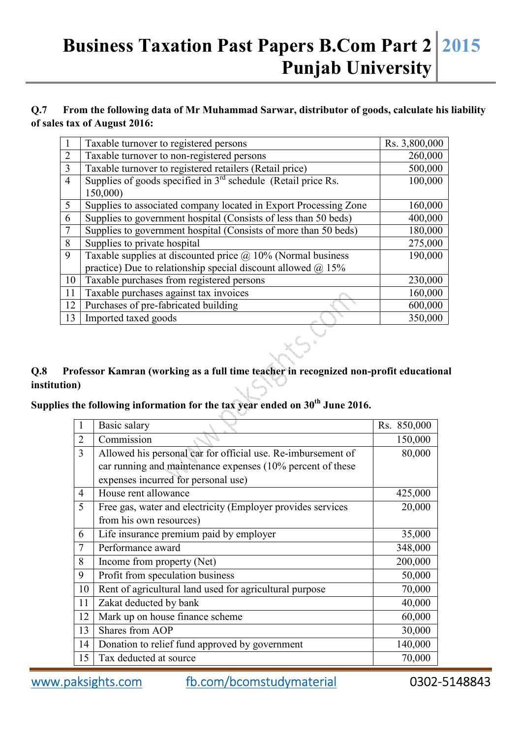**Q.7 From the following data of Mr Muhammad Sarwar, distributor of goods, calculate his liability of sales tax of August 2016:**

| | | |
|---|---|---|
| 1 | Taxable turnover to registered persons | Rs. 3,800,000 |
| 2 | Taxable turnover to non-registered persons | 260,000 |
| 3 | Taxable turnover to registered retailers (Retail price) | 500,000 |
| 4 | Supplies of goods specified in 3rd schedule (Retail price Rs. 150,000) | 100,000 |
| 5 | Supplies to associated company located in Export Processing Zone | 160,000 |
| 6 | Supplies to government hospital (Consists of less than 50 beds) | 400,000 |
| 7 | Supplies to government hospital (Consists of more than 50 beds) | 180,000 |
| 8 | Supplies to private hospital | 275,000 |
| 9 | Taxable supplies at discounted price @ 10% (Normal business practice) Due to relationship special discount allowed @ 15% | 190,000 |
| 10 | Taxable purchases from registered persons | 230,000 |
| 11 | Taxable purchases against tax invoices | 160,000 |
| 12 | Purchases of pre-fabricated building | 600,000 |
| 13 | Imported taxed goods | 350,000 |

**Q.8 Professor Kamran (working as a full time teacher in recognized non-profit educational institution)**

**Supplies the following information for the tax year ended on 30th June 2016.**

| | | |
|---|---|---|
| 1 | Basic salary | Rs. 850,000 |
| 2 | Commission | 150,000 |
| 3 | Allowed his personal car for official use. Re-imbursement of car running and maintenance expenses (10% percent of these expenses incurred for personal use) | 80,000 |
| 4 | House rent allowance | 425,000 |
| 5 | Free gas, water and electricity (Employer provides services from his own resources) | 20,000 |
| 6 | Life insurance premium paid by employer | 35,000 |
| 7 | Performance award | 348,000 |
| 8 | Income from property (Net) | 200,000 |
| 9 | Profit from speculation business | 50,000 |
| 10 | Rent of agricultural land used for agricultural purpose | 70,000 |
| 11 | Zakat deducted by bank | 40,000 |
| 12 | Mark up on house finance scheme | 60,000 |
| 13 | Shares from AOP | 30,000 |
| 14 | Donation to relief fund approved by government | 140,000 |
| 15 | Tax deducted at source | 70,000 |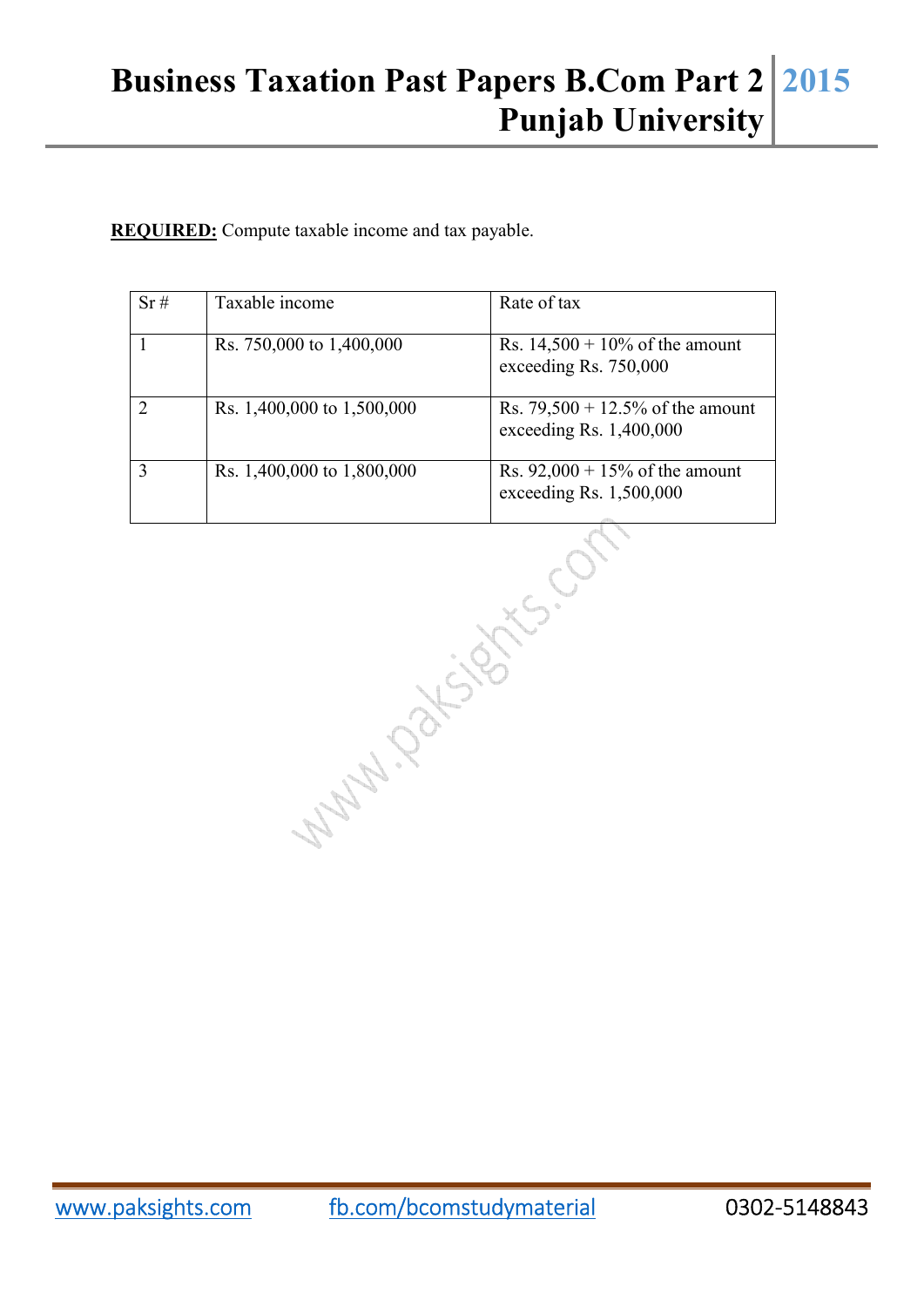**REQUIRED:** Compute taxable income and tax payable.

| Sr # | Taxable income | Rate of tax |
|---|---|---|
| 1 | Rs. 750,000 to 1,400,000 | Rs. 14,500 + 10% of the amount exceeding Rs. 750,000 |
| 2 | Rs. 1,400,000 to 1,500,000 | Rs. 79,500 + 12.5% of the amount exceeding Rs. 1,400,000 |
| 3 | Rs. 1,400,000 to 1,800,000 | Rs. 92,000 + 15% of the amount exceeding Rs. 1,500,000 |